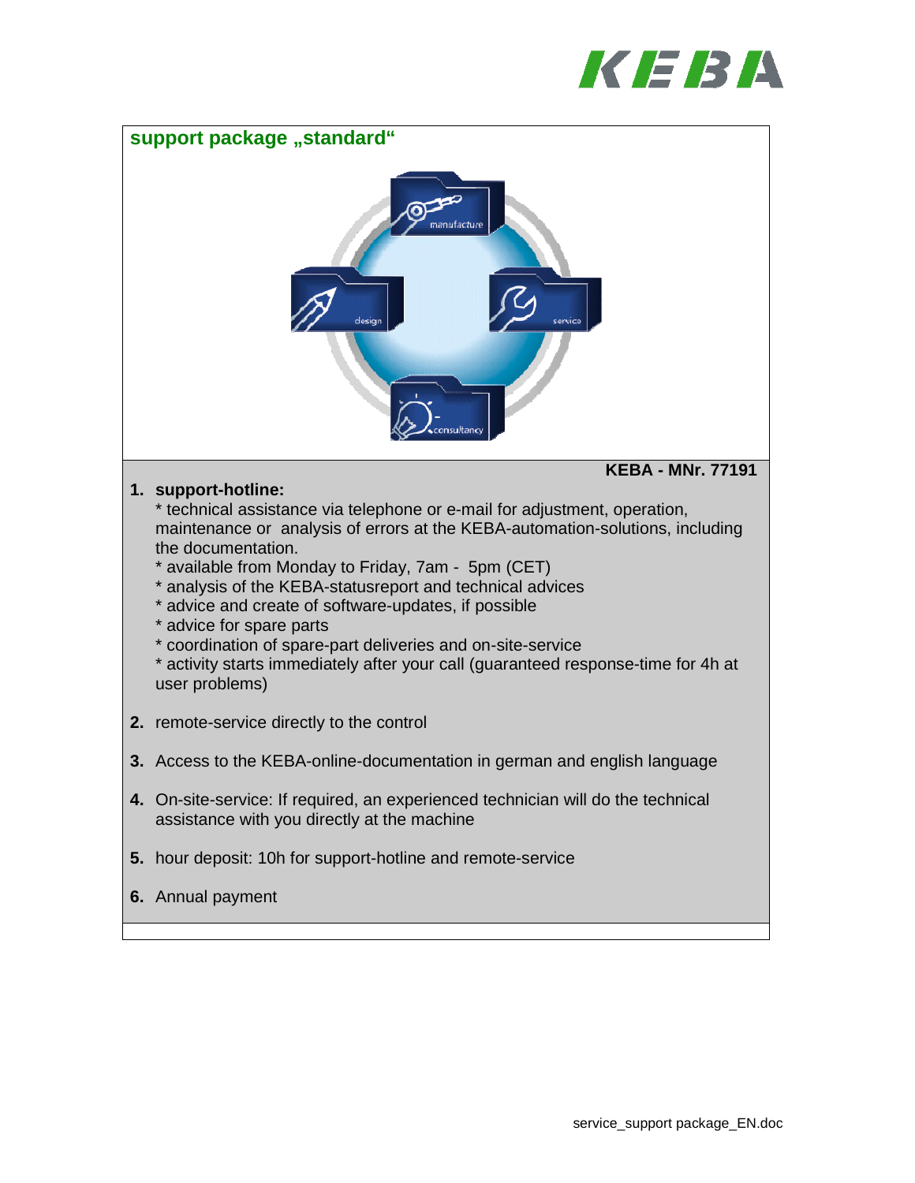## support package „standard"

**KEBA - MNr. 77191**

1. **support-hotline:**
   * technical assistance via telephone or e-mail for adjustment, operation, maintenance or analysis of errors at the KEBA-automation-solutions, including the documentation.
   * available from Monday to Friday, 7am - 5pm (CET)
   * analysis of the KEBA-statusreport and technical advices
   * advice and create of software-updates, if possible
   * advice for spare parts
   * coordination of spare-part deliveries and on-site-service
   * activity starts immediately after your call (guaranteed response-time for 4h at user problems)

2. remote-service directly to the control

3. Access to the KEBA-online-documentation in german and english language

4. On-site-service: If required, an experienced technician will do the technical assistance with you directly at the machine

5. hour deposit: 10h for support-hotline and remote-service

6. Annual payment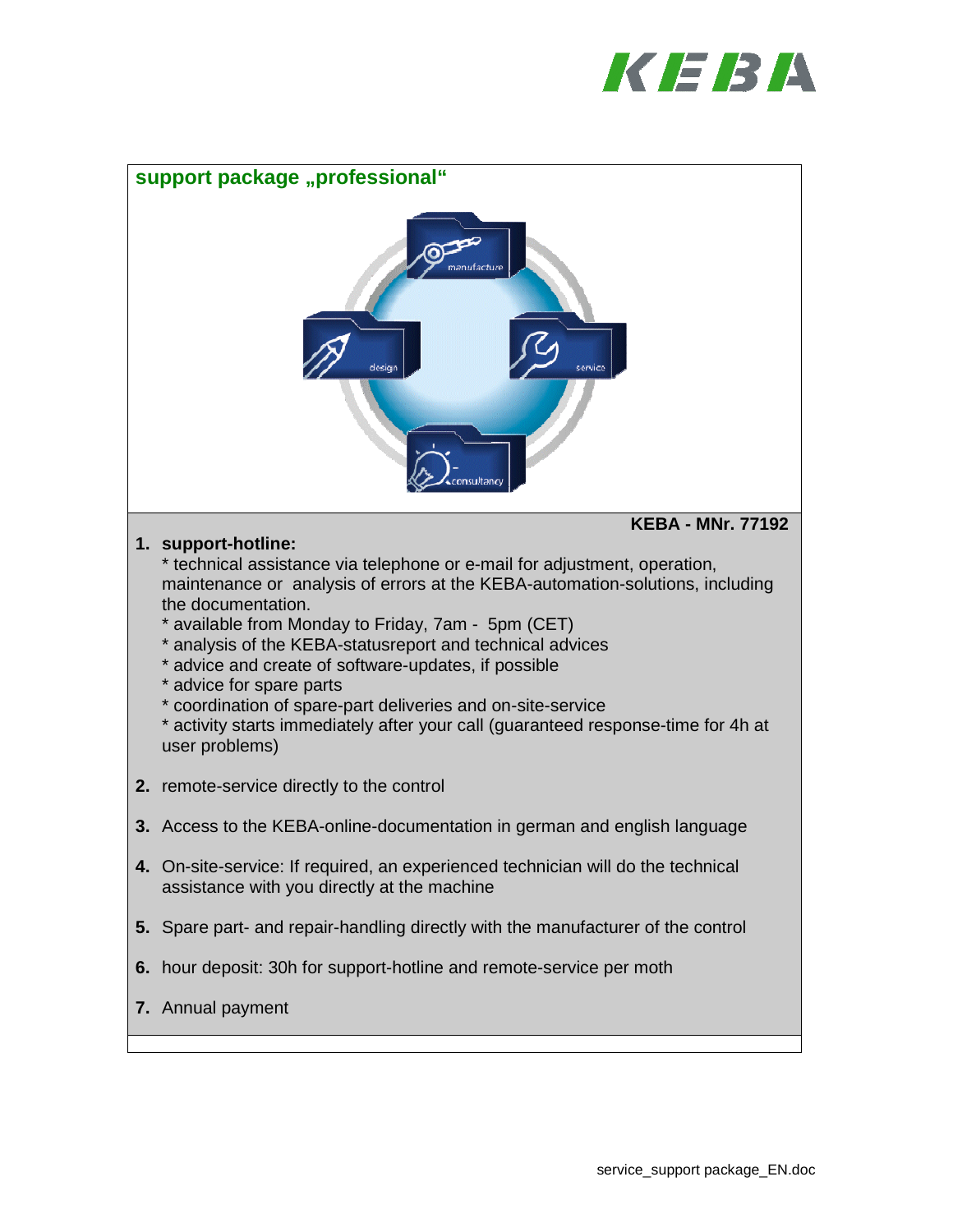## support package „professional“

**KEBA - MNr. 77192**

1. **support-hotline:**
   * technical assistance via telephone or e-mail for adjustment, operation, maintenance or analysis of errors at the KEBA-automation-solutions, including the documentation.
   * available from Monday to Friday, 7am - 5pm (CET)
   * analysis of the KEBA-statusreport and technical advices
   * advice and create of software-updates, if possible
   * advice for spare parts
   * coordination of spare-part deliveries and on-site-service
   * activity starts immediately after your call (guaranteed response-time for 4h at user problems)

2. remote-service directly to the control

3. Access to the KEBA-online-documentation in german and english language

4. On-site-service: If required, an experienced technician will do the technical assistance with you directly at the machine

5. Spare part- and repair-handling directly with the manufacturer of the control

6. hour deposit: 30h for support-hotline and remote-service per moth

7. Annual payment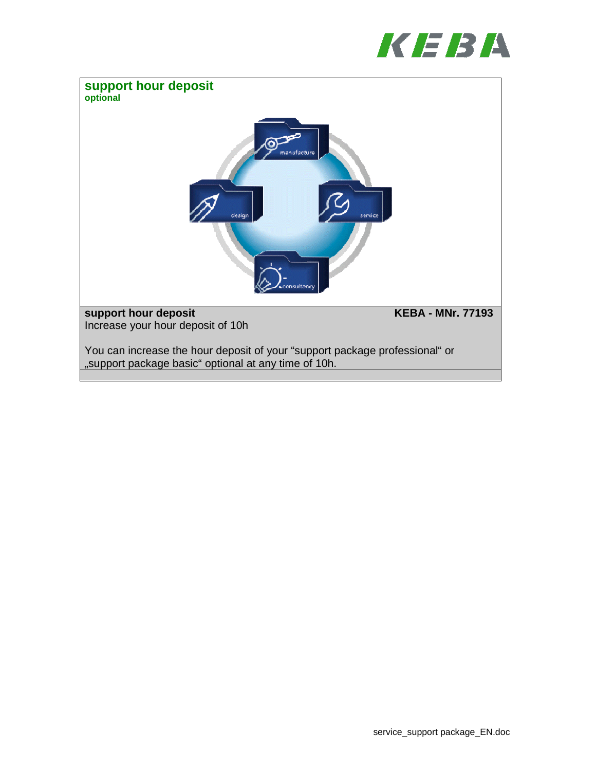## support hour deposit
**optional**

**support hour deposit** **KEBA - MNr. 77193**

Increase your hour deposit of 10h

You can increase the hour deposit of your “support package professional“ or „support package basic“ optional at any time of 10h.